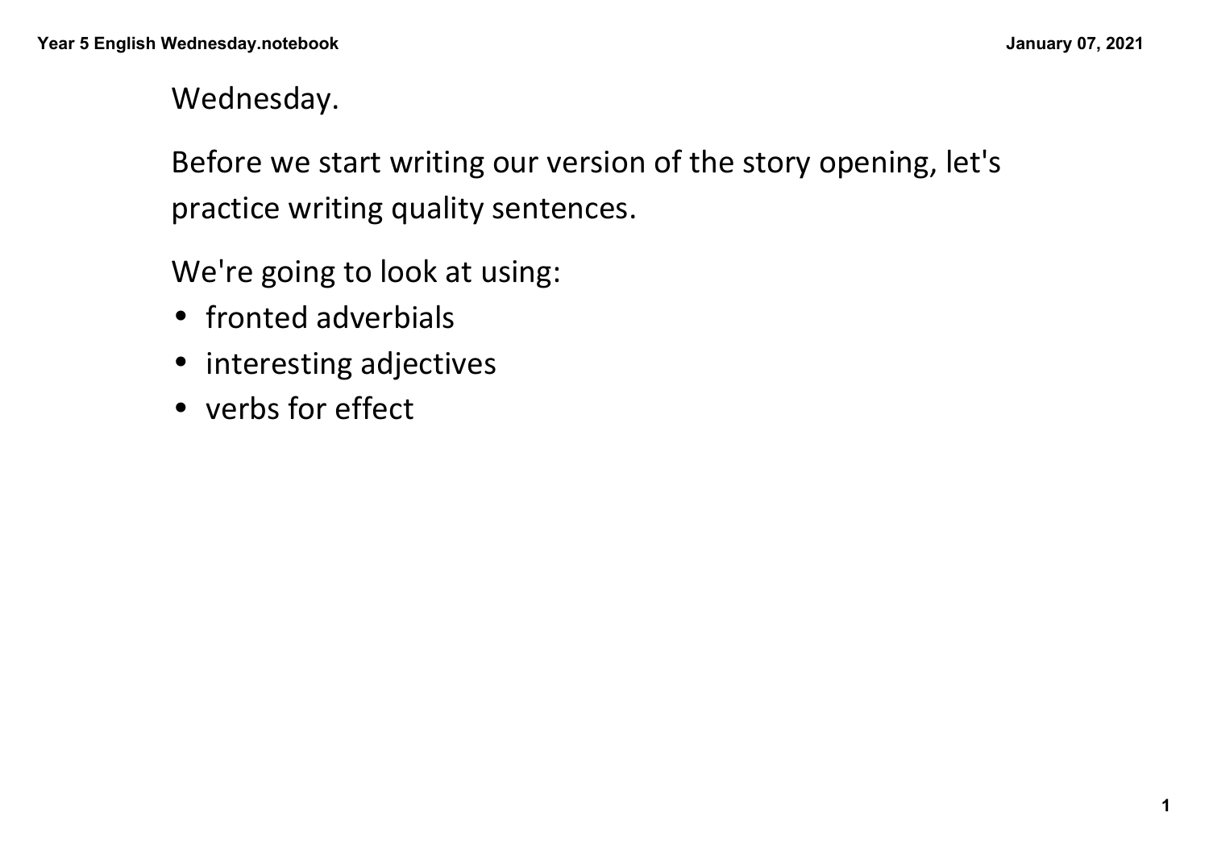Wednesday.

Before we start writing our version of the story opening, let's practice writing quality sentences.

We're going to look at using:

- fronted adverbials
- interesting adjectives
- verbs for effect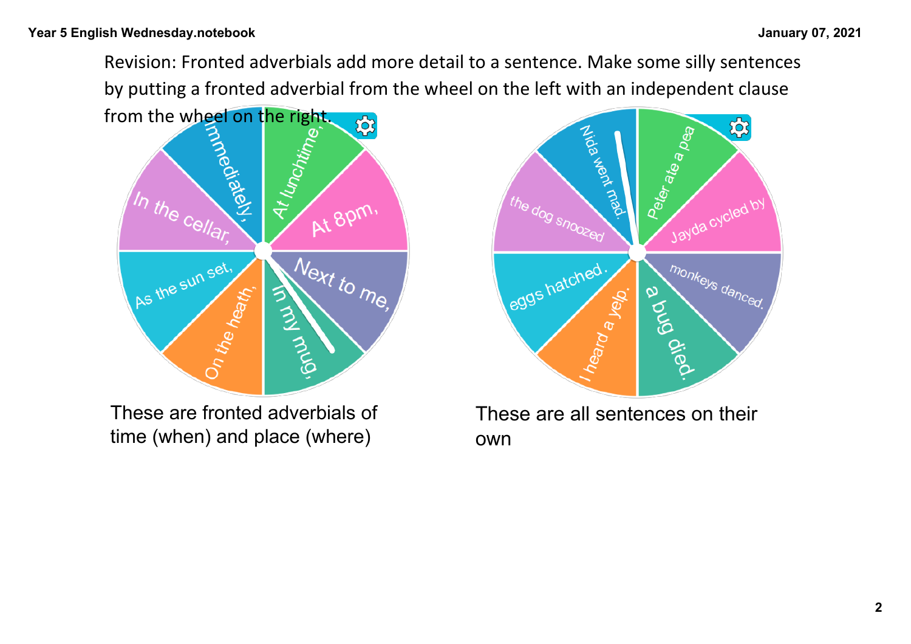Revision: Fronted adverbials add more detail to a sentence. Make some silly sentences by putting a fronted adverbial from the wheel on the left with an independent clause from the wheel on the right.

- At lunchtime,
- At 8pm,
- Next to me,
- In my mug,
- On the heath,
- As the sun set,
- In the cellar,
- Immediately,

These are fronted adverbials of time (when) and place (where)

- Peter ate a pea
- Jayda cycled by
- monkeys danced.
- a bug died.
- I heard a yelp.
- eggs hatched.
- the dog snoozed
- Nida went mad.

These are all sentences on their own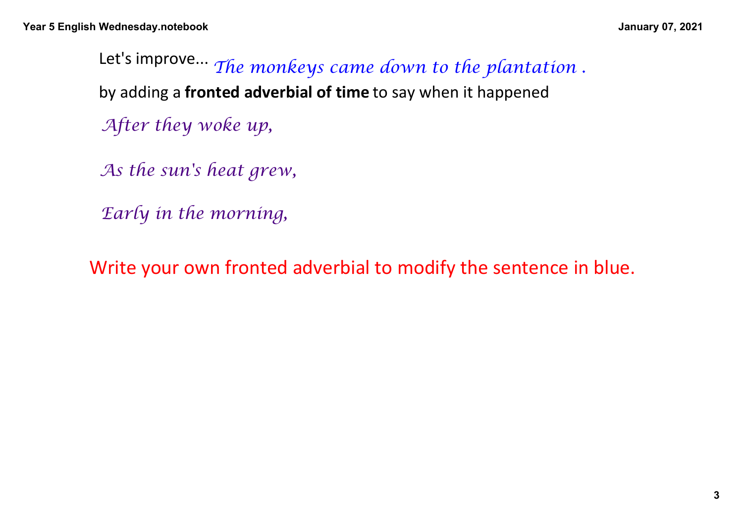Let's improve... *The monkeys came down to the plantation .*

by adding a **fronted adverbial of time** to say when it happened

*After they woke up,*

*As the sun's heat grew,*

*Early in the morning,*

Write your own fronted adverbial to modify the sentence in blue.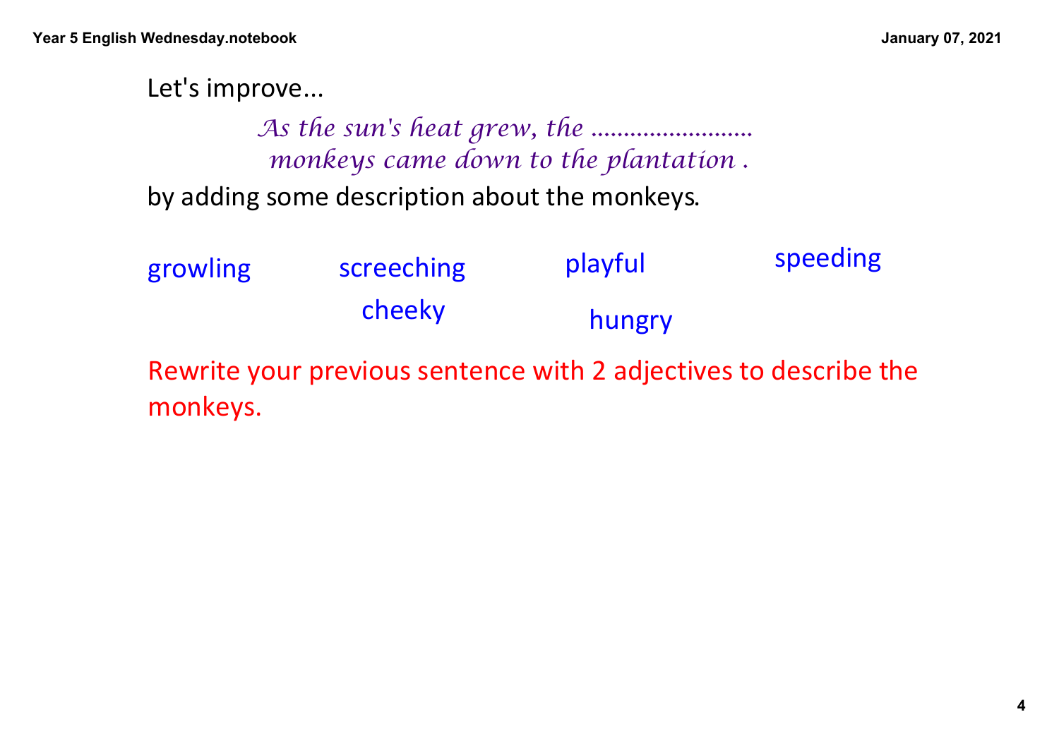Let's improve...

*As the sun's heat grew, the ........................ monkeys came down to the plantation .*

by adding some description about the monkeys.

growling screeching playful speeding

cheeky hungry

Rewrite your previous sentence with 2 adjectives to describe the monkeys.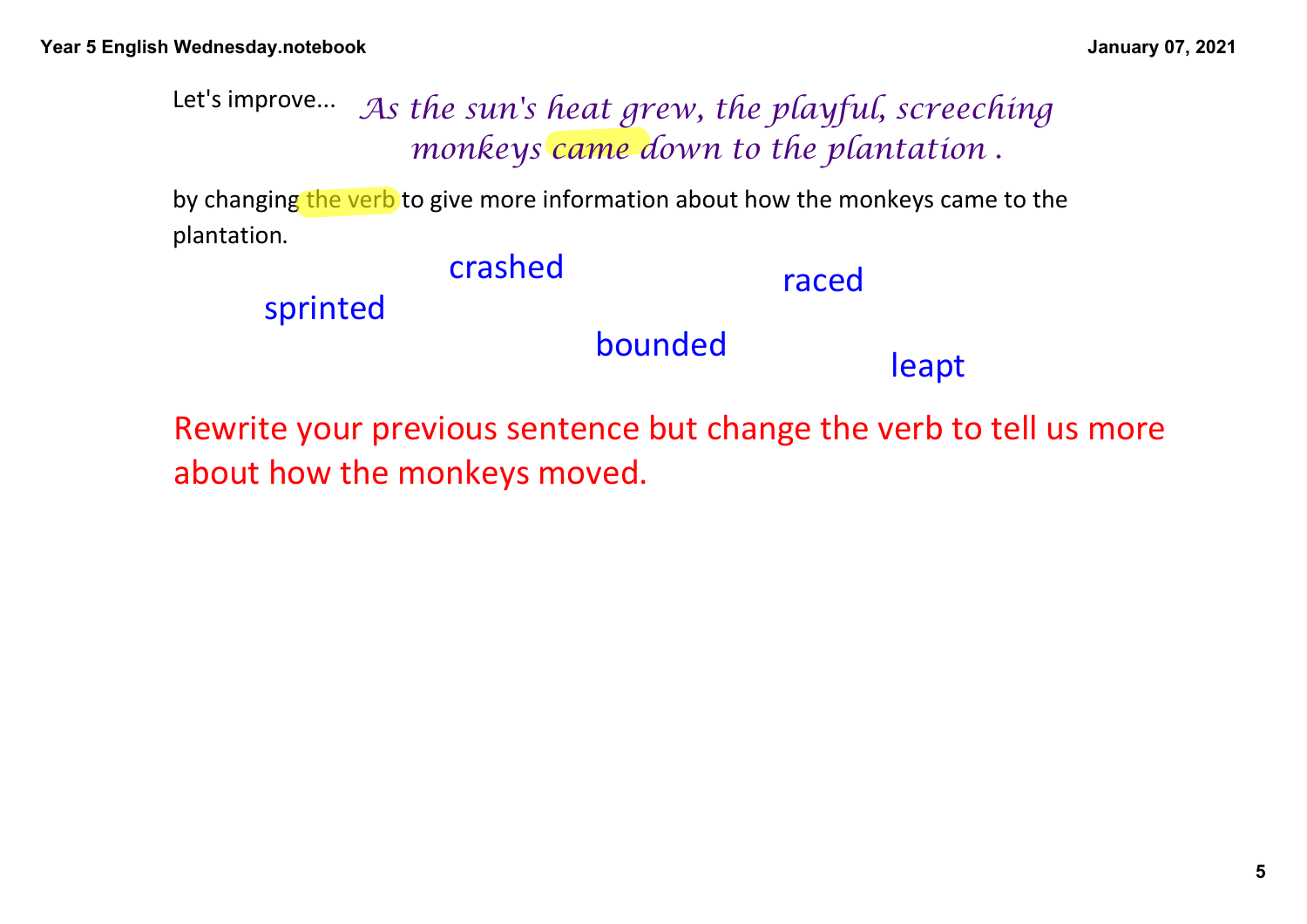Let's improve... *As the sun's heat grew, the playful, screeching monkeys came down to the plantation .*

by changing the verb to give more information about how the monkeys came to the plantation.

crashed

raced

sprinted

bounded

leapt

Rewrite your previous sentence but change the verb to tell us more about how the monkeys moved.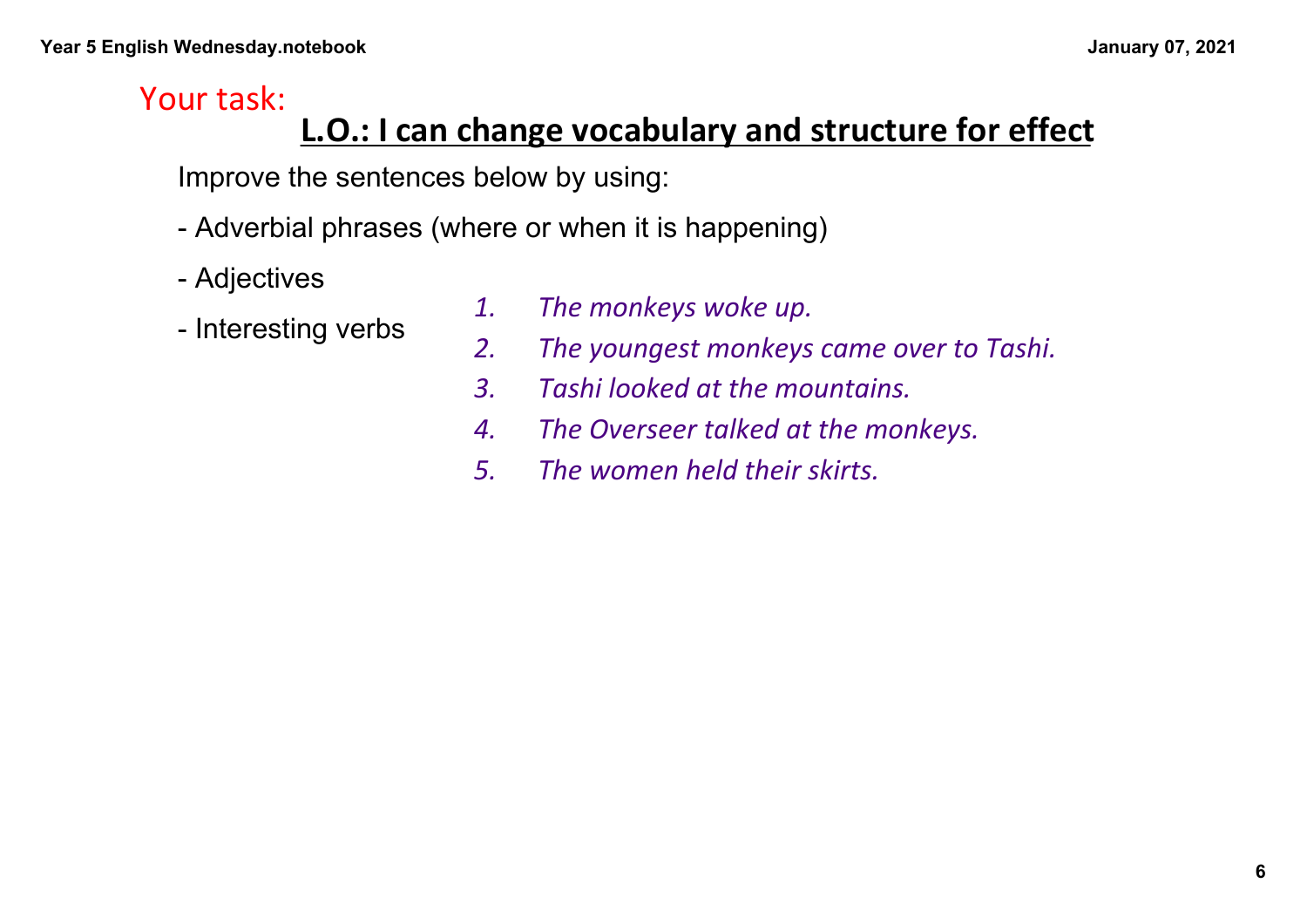Your task:

## L.O.: I can change vocabulary and structure for effect

Improve the sentences below by using:

- Adverbial phrases (where or when it is happening)
- Adjectives
- Interesting verbs

1. *The monkeys woke up.*
2. *The youngest monkeys came over to Tashi.*
3. *Tashi looked at the mountains.*
4. *The Overseer talked at the monkeys.*
5. *The women held their skirts.*